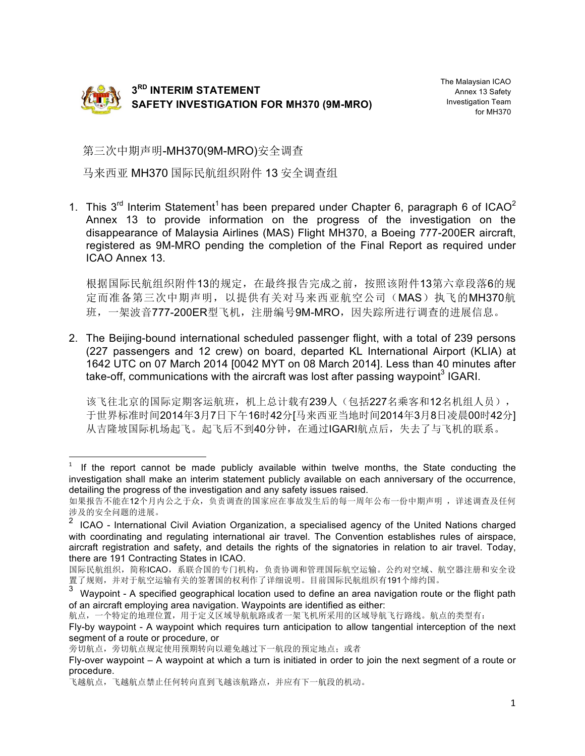**3[RD] INTERIM STATEMENT**
**SAFETY INVESTIGATION FOR MH370 (9M-MRO)**

The Malaysian ICAO Annex 13 Safety Investigation Team for MH370

第三次中期声明-MH370(9M-MRO)安全调查

马来西亚 MH370 国际民航组织附件 13 安全调查组

1. This 3[rd] Interim Statement[1] has been prepared under Chapter 6, paragraph 6 of ICAO[2] Annex 13 to provide information on the progress of the investigation on the disappearance of Malaysia Airlines (MAS) Flight MH370, a Boeing 777-200ER aircraft, registered as 9M-MRO pending the completion of the Final Report as required under ICAO Annex 13.

   根据国际民航组织附件13的规定，在最终报告完成之前，按照该附件13第六章段落6的规定而准备第三次中期声明，以提供有关对马来西亚航空公司（MAS）执飞的MH370航班，一架波音777-200ER型飞机，注册编号9M-MRO，因失踪所进行调查的进展信息。

2. The Beijing-bound international scheduled passenger flight, with a total of 239 persons (227 passengers and 12 crew) on board, departed KL International Airport (KLIA) at 1642 UTC on 07 March 2014 [0042 MYT on 08 March 2014]. Less than 40 minutes after take-off, communications with the aircraft was lost after passing waypoint[3] IGARI.

   该飞往北京的国际定期客运航班，机上总计载有239人（包括227名乘客和12名机组人员），于世界标准时间2014年3月7日下午16时42分[马来西亚当地时间2014年3月8日凌晨00时42分]从吉隆坡国际机场起飞。起飞后不到40分钟，在通过IGARI航点后，失去了与飞机的联系。

---

[1] If the report cannot be made publicly available within twelve months, the State conducting the investigation shall make an interim statement publicly available on each anniversary of the occurrence, detailing the progress of the investigation and any safety issues raised.

如果报告不能在12个月内公之于众，负责调查的国家应在事故发生后的每一周年公布一份中期声明 ，详述调查及任何涉及的安全问题的进展。

[2] ICAO - International Civil Aviation Organization, a specialised agency of the United Nations charged with coordinating and regulating international air travel. The Convention establishes rules of airspace, aircraft registration and safety, and details the rights of the signatories in relation to air travel. Today, there are 191 Contracting States in ICAO.

国际民航组织，简称ICAO，系联合国的专门机构，负责协调和管理国际航空运输。公约对空域、航空器注册和安全设置了规则，并对于航空运输有关的签署国的权利作了详细说明。目前国际民航组织有191个缔约国。

[3] Waypoint - A specified geographical location used to define an area navigation route or the flight path of an aircraft employing area navigation. Waypoints are identified as either:

航点，一个特定的地理位置，用于定义区域导航航路或者一架飞机所采用的区域导航飞行路线。航点的类型有：

Fly-by waypoint - A waypoint which requires turn anticipation to allow tangential interception of the next segment of a route or procedure, or

旁切航点，旁切航点规定使用预期转向以避免越过下一航段的预定地点；或者

Fly-over waypoint – A waypoint at which a turn is initiated in order to join the next segment of a route or procedure.

飞越航点，飞越航点禁止任何转向直到飞越该航路点，并应有下一航段的机动。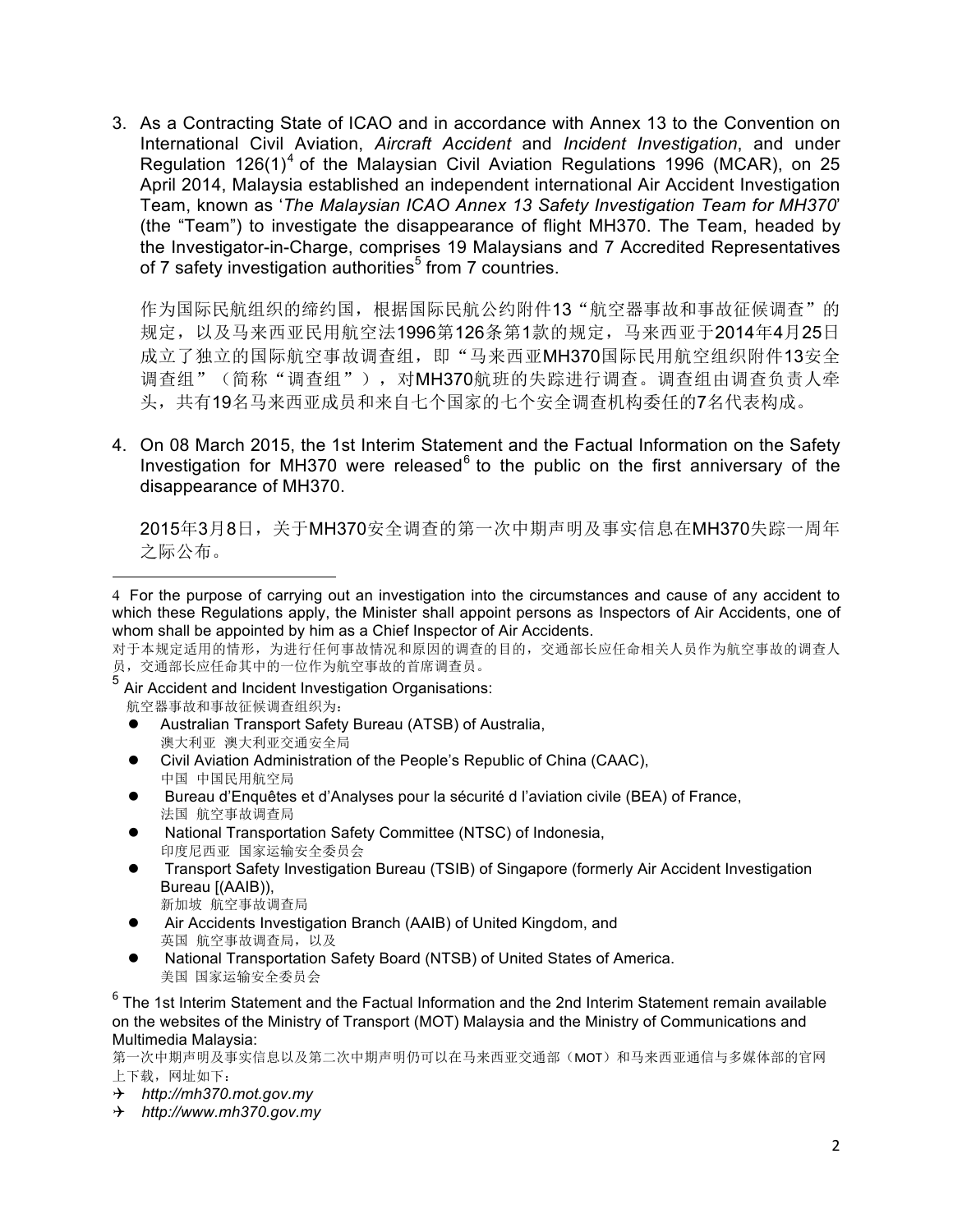3. As a Contracting State of ICAO and in accordance with Annex 13 to the Convention on International Civil Aviation, *Aircraft Accident* and *Incident Investigation*, and under Regulation 126(1)[4] of the Malaysian Civil Aviation Regulations 1996 (MCAR), on 25 April 2014, Malaysia established an independent international Air Accident Investigation Team, known as '*The Malaysian ICAO Annex 13 Safety Investigation Team for MH370*' (the "Team") to investigate the disappearance of flight MH370. The Team, headed by the Investigator-in-Charge, comprises 19 Malaysians and 7 Accredited Representatives of 7 safety investigation authorities[5] from 7 countries.

   作为国际民航组织的缔约国，根据国际民航公约附件13"航空器事故和事故征候调查"的规定，以及马来西亚民用航空法1996第126条第1款的规定，马来西亚于2014年4月25日成立了独立的国际航空事故调查组，即"马来西亚MH370国际民用航空组织附件13安全调查组"（简称"调查组"），对MH370航班的失踪进行调查。调查组由调查负责人牵头，共有19名马来西亚成员和来自七个国家的七个安全调查机构委任的7名代表构成。

4. On 08 March 2015, the 1st Interim Statement and the Factual Information on the Safety Investigation for MH370 were released[6] to the public on the first anniversary of the disappearance of MH370.

   2015年3月8日，关于MH370安全调查的第一次中期声明及事实信息在MH370失踪一周年之际公布。

---

[4] For the purpose of carrying out an investigation into the circumstances and cause of any accident to which these Regulations apply, the Minister shall appoint persons as Inspectors of Air Accidents, one of whom shall be appointed by him as a Chief Inspector of Air Accidents.

对于本规定适用的情形，为进行任何事故情况和原因的调查的目的，交通部长应任命相关人员作为航空事故的调查人员，交通部长应任命其中的一位作为航空事故的首席调查员。

[5] Air Accident and Incident Investigation Organisations:
航空器事故和事故征候调查组织为：

- Australian Transport Safety Bureau (ATSB) of Australia,
  澳大利亚 澳大利亚交通安全局
- Civil Aviation Administration of the People's Republic of China (CAAC),
  中国 中国民用航空局
- Bureau d'Enquêtes et d'Analyses pour la sécurité d l'aviation civile (BEA) of France,
  法国 航空事故调查局
- National Transportation Safety Committee (NTSC) of Indonesia,
  印度尼西亚 国家运输安全委员会
- Transport Safety Investigation Bureau (TSIB) of Singapore (formerly Air Accident Investigation Bureau [(AAIB)),
  新加坡 航空事故调查局
- Air Accidents Investigation Branch (AAIB) of United Kingdom, and
  英国 航空事故调查局，以及
- National Transportation Safety Board (NTSB) of United States of America.
  美国 国家运输安全委员会

[6] The 1st Interim Statement and the Factual Information and the 2nd Interim Statement remain available on the websites of the Ministry of Transport (MOT) Malaysia and the Ministry of Communications and Multimedia Malaysia:

第一次中期声明及事实信息以及第二次中期声明仍可以在马来西亚交通部（MOT）和马来西亚通信与多媒体部的官网上下载，网址如下：

- ✈ *http://mh370.mot.gov.my*
- ✈ *http://www.mh370.gov.my*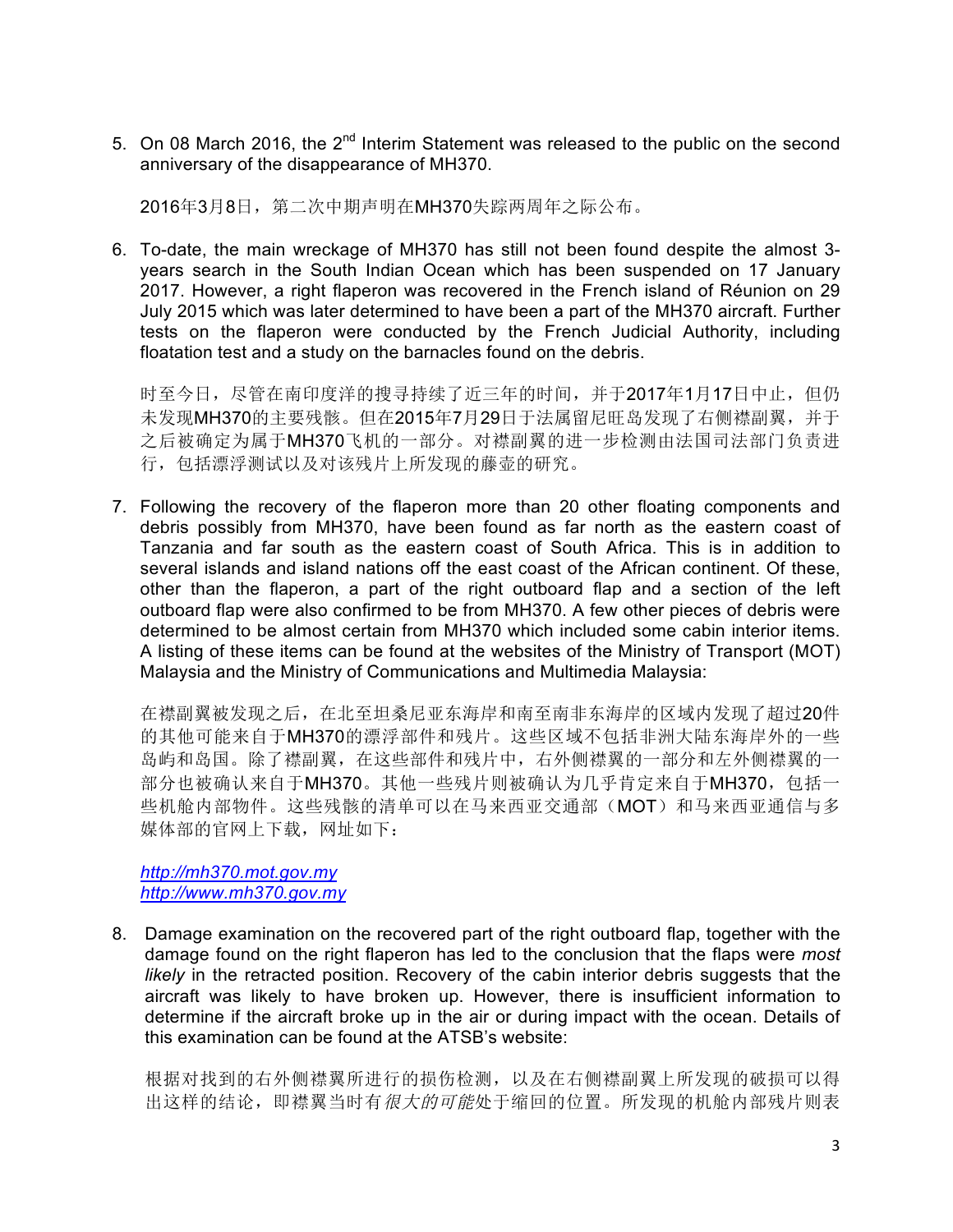5. On 08 March 2016, the 2nd Interim Statement was released to the public on the second anniversary of the disappearance of MH370.

   2016年3月8日，第二次中期声明在MH370失踪两周年之际公布。

6. To-date, the main wreckage of MH370 has still not been found despite the almost 3-years search in the South Indian Ocean which has been suspended on 17 January 2017. However, a right flaperon was recovered in the French island of Réunion on 29 July 2015 which was later determined to have been a part of the MH370 aircraft. Further tests on the flaperon were conducted by the French Judicial Authority, including floatation test and a study on the barnacles found on the debris.

   时至今日，尽管在南印度洋的搜寻持续了近三年的时间，并于2017年1月17日中止，但仍未发现MH370的主要残骸。但在2015年7月29日于法属留尼旺岛发现了右侧襟副翼，并于之后被确定为属于MH370飞机的一部分。对襟副翼的进一步检测由法国司法部门负责进行，包括漂浮测试以及对该残片上所发现的藤壶的研究。

7. Following the recovery of the flaperon more than 20 other floating components and debris possibly from MH370, have been found as far north as the eastern coast of Tanzania and far south as the eastern coast of South Africa. This is in addition to several islands and island nations off the east coast of the African continent. Of these, other than the flaperon, a part of the right outboard flap and a section of the left outboard flap were also confirmed to be from MH370. A few other pieces of debris were determined to be almost certain from MH370 which included some cabin interior items. A listing of these items can be found at the websites of the Ministry of Transport (MOT) Malaysia and the Ministry of Communications and Multimedia Malaysia:

   在襟副翼被发现之后，在北至坦桑尼亚东海岸和南至南非东海岸的区域内发现了超过20件的其他可能来自于MH370的漂浮部件和残片。这些区域不包括非洲大陆东海岸外的一些岛屿和岛国。除了襟副翼，在这些部件和残片中，右外侧襟翼的一部分和左外侧襟翼的一部分也被确认来自于MH370。其他一些残片则被确认为几乎肯定来自于MH370，包括一些机舱内部物件。这些残骸的清单可以在马来西亚交通部（MOT）和马来西亚通信与多媒体部的官网上下载，网址如下：

   *http://mh370.mot.gov.my*
   *http://www.mh370.gov.my*

8. Damage examination on the recovered part of the right outboard flap, together with the damage found on the right flaperon has led to the conclusion that the flaps were *most likely* in the retracted position. Recovery of the cabin interior debris suggests that the aircraft was likely to have broken up. However, there is insufficient information to determine if the aircraft broke up in the air or during impact with the ocean. Details of this examination can be found at the ATSB's website:

   根据对找到的右外侧襟翼所进行的损伤检测，以及在右侧襟副翼上所发现的破损可以得出这样的结论，即襟翼当时有*很大的可能*处于缩回的位置。所发现的机舱内部残片则表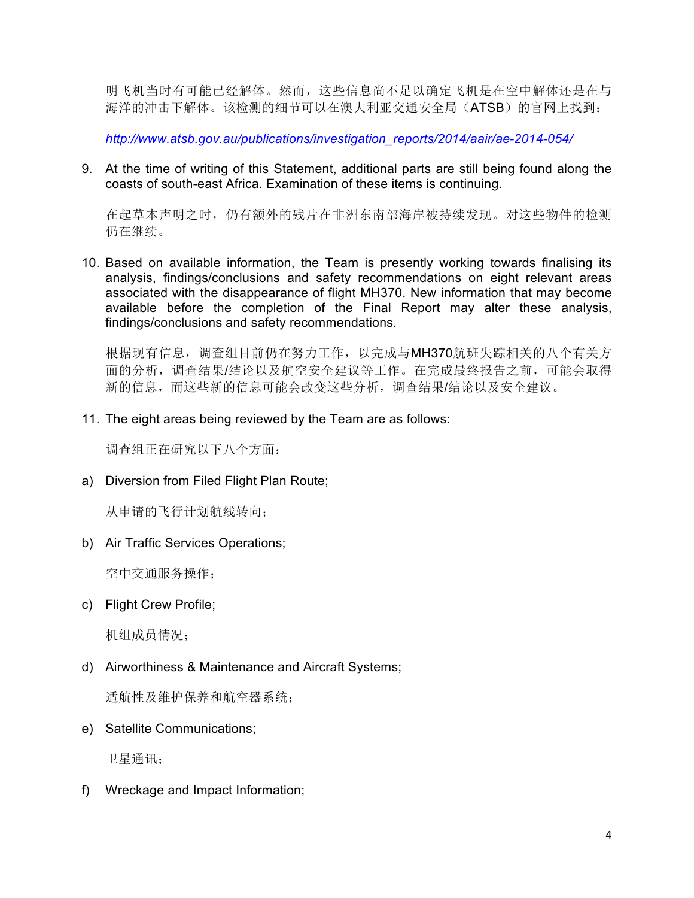明飞机当时有可能已经解体。然而，这些信息尚不足以确定飞机是在空中解体还是在与海洋的冲击下解体。该检测的细节可以在澳大利亚交通安全局（ATSB）的官网上找到：

*http://www.atsb.gov.au/publications/investigation_reports/2014/aair/ae-2014-054/*

9. At the time of writing of this Statement, additional parts are still being found along the coasts of south-east Africa. Examination of these items is continuing.

   在起草本声明之时，仍有额外的残片在非洲东南部海岸被持续发现。对这些物件的检测仍在继续。

10. Based on available information, the Team is presently working towards finalising its analysis, findings/conclusions and safety recommendations on eight relevant areas associated with the disappearance of flight MH370. New information that may become available before the completion of the Final Report may alter these analysis, findings/conclusions and safety recommendations.

    根据现有信息，调查组目前仍在努力工作，以完成与MH370航班失踪相关的八个有关方面的分析，调查结果/结论以及航空安全建议等工作。在完成最终报告之前，可能会取得新的信息，而这些新的信息可能会改变这些分析，调查结果/结论以及安全建议。

11. The eight areas being reviewed by the Team are as follows:

    调查组正在研究以下八个方面：

a) Diversion from Filed Flight Plan Route;

   从申请的飞行计划航线转向；

b) Air Traffic Services Operations;

   空中交通服务操作；

c) Flight Crew Profile;

   机组成员情况；

d) Airworthiness & Maintenance and Aircraft Systems;

   适航性及维护保养和航空器系统；

e) Satellite Communications;

   卫星通讯；

f) Wreckage and Impact Information;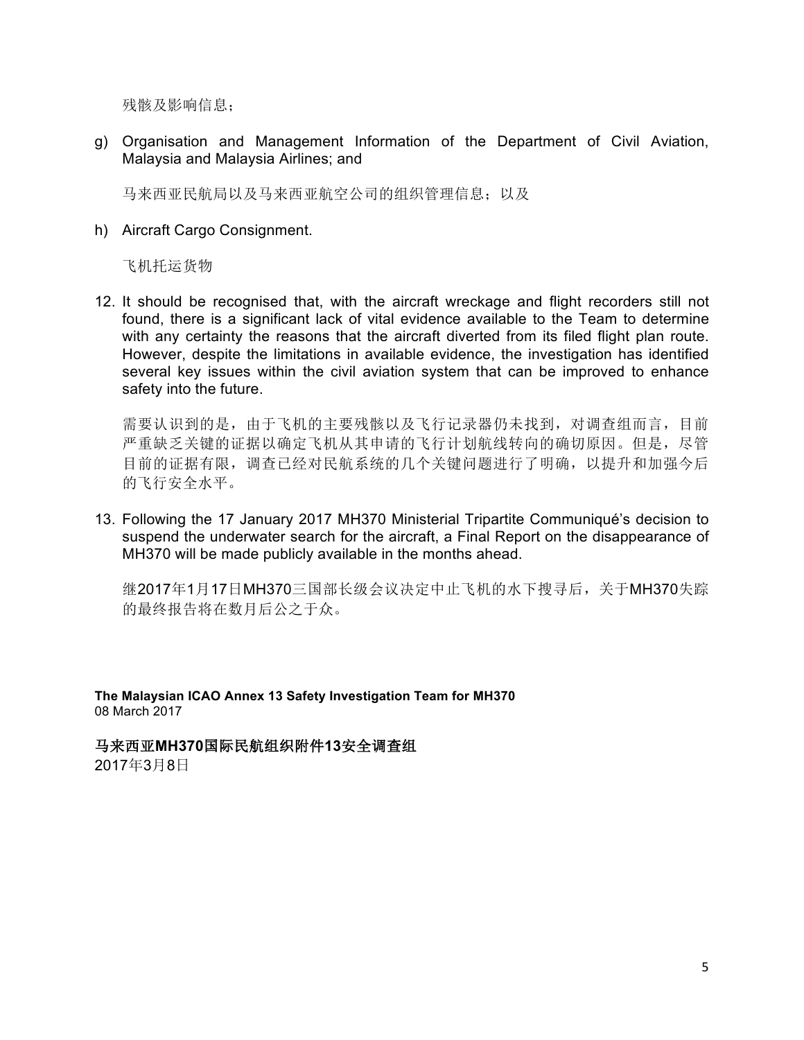残骸及影响信息；

g) Organisation and Management Information of the Department of Civil Aviation, Malaysia and Malaysia Airlines; and

   马来西亚民航局以及马来西亚航空公司的组织管理信息；以及

h) Aircraft Cargo Consignment.

   飞机托运货物

12. It should be recognised that, with the aircraft wreckage and flight recorders still not found, there is a significant lack of vital evidence available to the Team to determine with any certainty the reasons that the aircraft diverted from its filed flight plan route. However, despite the limitations in available evidence, the investigation has identified several key issues within the civil aviation system that can be improved to enhance safety into the future.

    需要认识到的是，由于飞机的主要残骸以及飞行记录器仍未找到，对调查组而言，目前严重缺乏关键的证据以确定飞机从其申请的飞行计划航线转向的确切原因。但是，尽管目前的证据有限，调查已经对民航系统的几个关键问题进行了明确，以提升和加强今后的飞行安全水平。

13. Following the 17 January 2017 MH370 Ministerial Tripartite Communiqué's decision to suspend the underwater search for the aircraft, a Final Report on the disappearance of MH370 will be made publicly available in the months ahead.

    继2017年1月17日MH370三国部长级会议决定中止飞机的水下搜寻后，关于MH370失踪的最终报告将在数月后公之于众。

**The Malaysian ICAO Annex 13 Safety Investigation Team for MH370**
08 March 2017

**马来西亚MH370国际民航组织附件13安全调查组**
2017年3月8日